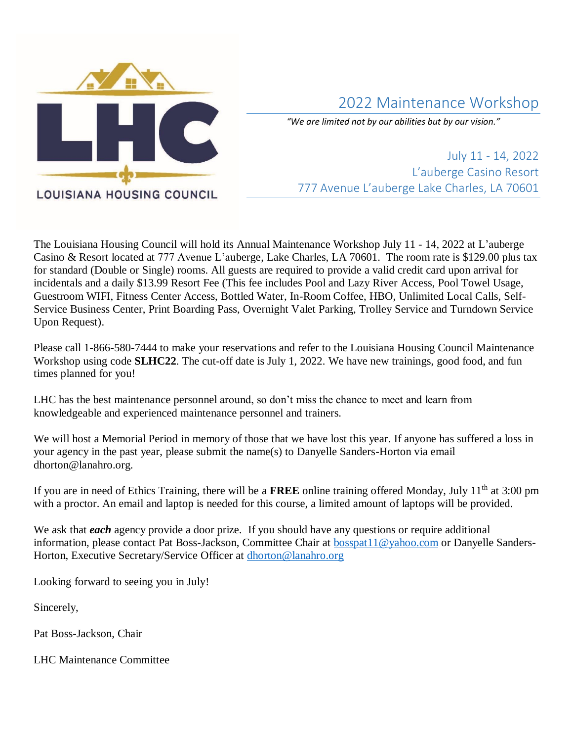LHC

LOUISIANA HOUSING COUNCIL

# 2022 Maintenance Workshop

*"We are limited not by our abilities but by our vision."*

July 11 - 14, 2022
L'auberge Casino Resort
777 Avenue L'auberge Lake Charles, LA 70601

The Louisiana Housing Council will hold its Annual Maintenance Workshop July 11 - 14, 2022 at L'auberge Casino & Resort located at 777 Avenue L'auberge, Lake Charles, LA 70601. The room rate is $129.00 plus tax for standard (Double or Single) rooms. All guests are required to provide a valid credit card upon arrival for incidentals and a daily $13.99 Resort Fee (This fee includes Pool and Lazy River Access, Pool Towel Usage, Guestroom WIFI, Fitness Center Access, Bottled Water, In-Room Coffee, HBO, Unlimited Local Calls, Self-Service Business Center, Print Boarding Pass, Overnight Valet Parking, Trolley Service and Turndown Service Upon Request).

Please call 1-866-580-7444 to make your reservations and refer to the Louisiana Housing Council Maintenance Workshop using code **SLHC22**. The cut-off date is July 1, 2022. We have new trainings, good food, and fun times planned for you!

LHC has the best maintenance personnel around, so don't miss the chance to meet and learn from knowledgeable and experienced maintenance personnel and trainers.

We will host a Memorial Period in memory of those that we have lost this year. If anyone has suffered a loss in your agency in the past year, please submit the name(s) to Danyelle Sanders-Horton via email dhorton@lanahro.org.

If you are in need of Ethics Training, there will be a **FREE** online training offered Monday, July 11th at 3:00 pm with a proctor. An email and laptop is needed for this course, a limited amount of laptops will be provided.

We ask that ***each*** agency provide a door prize. If you should have any questions or require additional information, please contact Pat Boss-Jackson, Committee Chair at bosspat11@yahoo.com or Danyelle Sanders-Horton, Executive Secretary/Service Officer at dhorton@lanahro.org

Looking forward to seeing you in July!

Sincerely,

Pat Boss-Jackson, Chair

LHC Maintenance Committee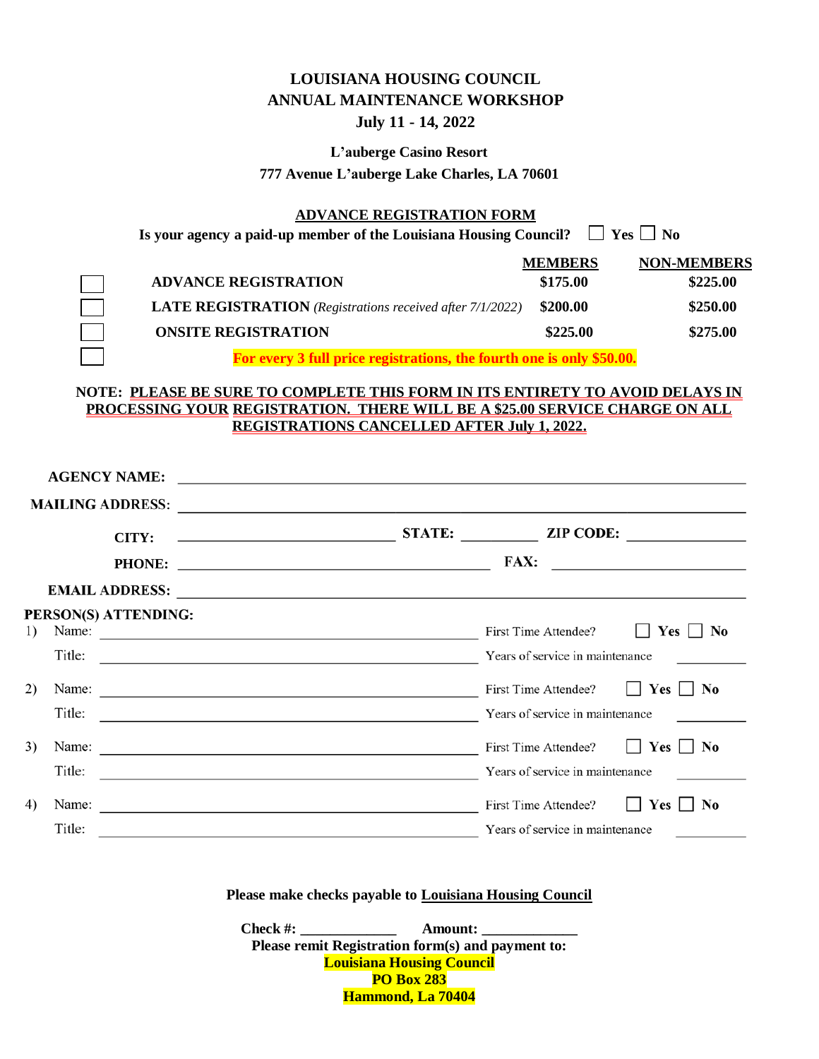# LOUISIANA HOUSING COUNCIL
# ANNUAL MAINTENANCE WORKSHOP
### July 11 - 14, 2022

**L'auberge Casino Resort**
**777 Avenue L'auberge Lake Charles, LA 70601**

## ADVANCE REGISTRATION FORM

**Is your agency a paid-up member of the Louisiana Housing Council?** ☐ Yes ☐ No

| | | MEMBERS | NON-MEMBERS |
|---|---|---|---|
| ☐ | **ADVANCE REGISTRATION** | $175.00 | $225.00 |
| ☐ | **LATE REGISTRATION** *(Registrations received after 7/1/2022)* | $200.00 | $250.00 |
| ☐ | **ONSITE REGISTRATION** | $225.00 | $275.00 |
| ☐ | **For every 3 full price registrations, the fourth one is only $50.00.** | | |

**NOTE: PLEASE BE SURE TO COMPLETE THIS FORM IN ITS ENTIRETY TO AVOID DELAYS IN PROCESSING YOUR REGISTRATION. THERE WILL BE A $25.00 SERVICE CHARGE ON ALL REGISTRATIONS CANCELLED AFTER July 1, 2022.**

**AGENCY NAME:** ______________________________

**MAILING ADDRESS:** ______________________________

**CITY:** ____________________ **STATE:** __________ **ZIP CODE:** __________

**PHONE:** ____________________ **FAX:** ____________________

**EMAIL ADDRESS:** ______________________________

**PERSON(S) ATTENDING:**

1) Name: ______________________________ First Time Attendee? ☐ Yes ☐ No
   Title: ______________________________ Years of service in maintenance __________

2) Name: ______________________________ First Time Attendee? ☐ Yes ☐ No
   Title: ______________________________ Years of service in maintenance __________

3) Name: ______________________________ First Time Attendee? ☐ Yes ☐ No
   Title: ______________________________ Years of service in maintenance __________

4) Name: ______________________________ First Time Attendee? ☐ Yes ☐ No
   Title: ______________________________ Years of service in maintenance __________

**Please make checks payable to Louisiana Housing Council**

**Check #:** _____________ **Amount:** _____________

**Please remit Registration form(s) and payment to:**
**Louisiana Housing Council**
**PO Box 283**
**Hammond, La 70404**